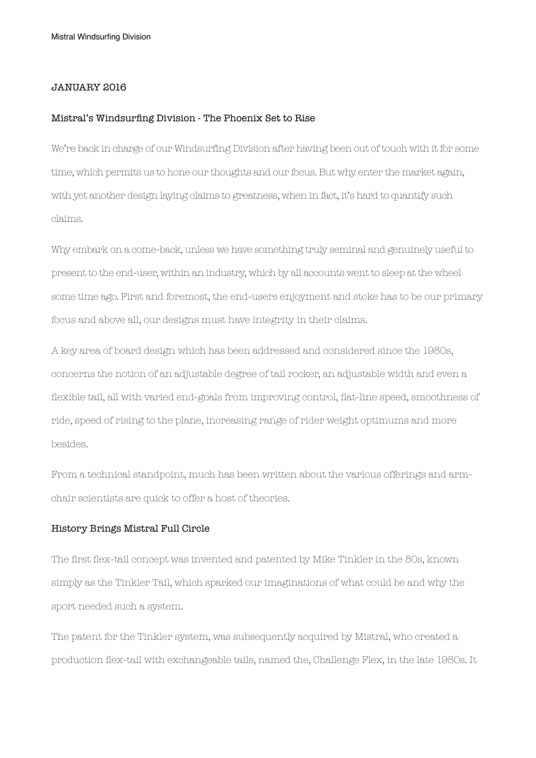JANUARY 2016

## Mistral's Windsurfing Division - The Phoenix Set to Rise

We're back in charge of our Windsurfing Division after having been out of touch with it for some time, which permits us to hone our thoughts and our focus. But why enter the market again, with yet another design laying claims to greatness, when in fact, it's hard to quantify such claims.

Why embark on a come-back, unless we have something truly seminal and genuinely useful to present to the end-user, within an industry, which by all accounts went to sleep at the wheel some time ago. First and foremost, the end-users enjoyment and stoke has to be our primary focus and above all, our designs must have integrity in their claims.

A key area of board design which has been addressed and considered since the 1980s, concerns the notion of an adjustable degree of tail rocker, an adjustable width and even a flexible tail, all with varied end-goals from improving control, flat-line speed, smoothness of ride, speed of rising to the plane, increasing range of rider weight optimums and more besides.

From a technical standpoint, much has been written about the various offerings and arm-chair scientists are quick to offer a host of theories.

## History Brings Mistral Full Circle

The first flex-tail concept was invented and patented by Mike Tinkler in the 80s, known simply as the Tinkler Tail, which sparked our imaginations of what could be and why the sport needed such a system.

The patent for the Tinkler system, was subsequently acquired by Mistral, who created a production flex-tail with exchangeable tails, named the, Challenge Flex, in the late 1980s. It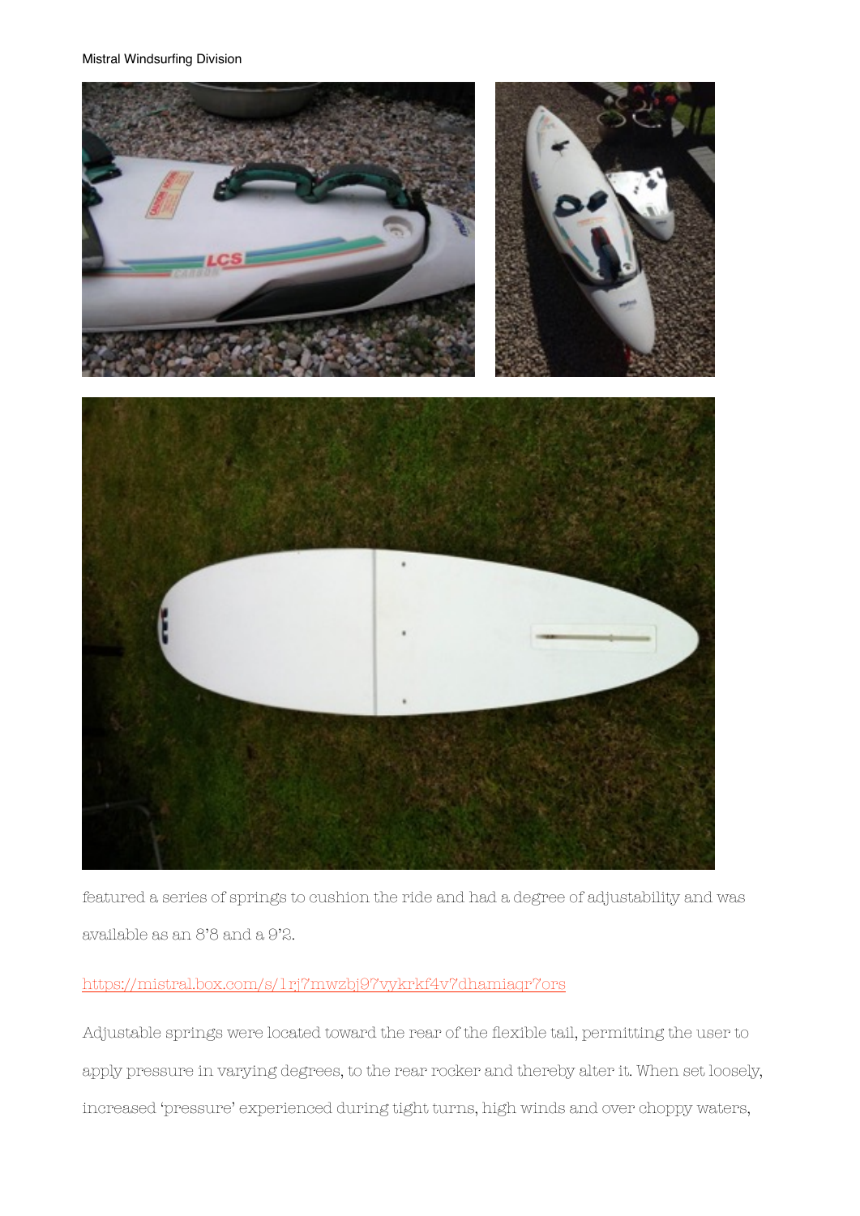featured a series of springs to cushion the ride and had a degree of adjustability and was available as an 8'8 and a 9'2.

https://mistral.box.com/s/1rj7mwzbj97vykrkf4v7dhamiaqr7ors

Adjustable springs were located toward the rear of the flexible tail, permitting the user to apply pressure in varying degrees, to the rear rocker and thereby alter it. When set loosely, increased 'pressure' experienced during tight turns, high winds and over choppy waters,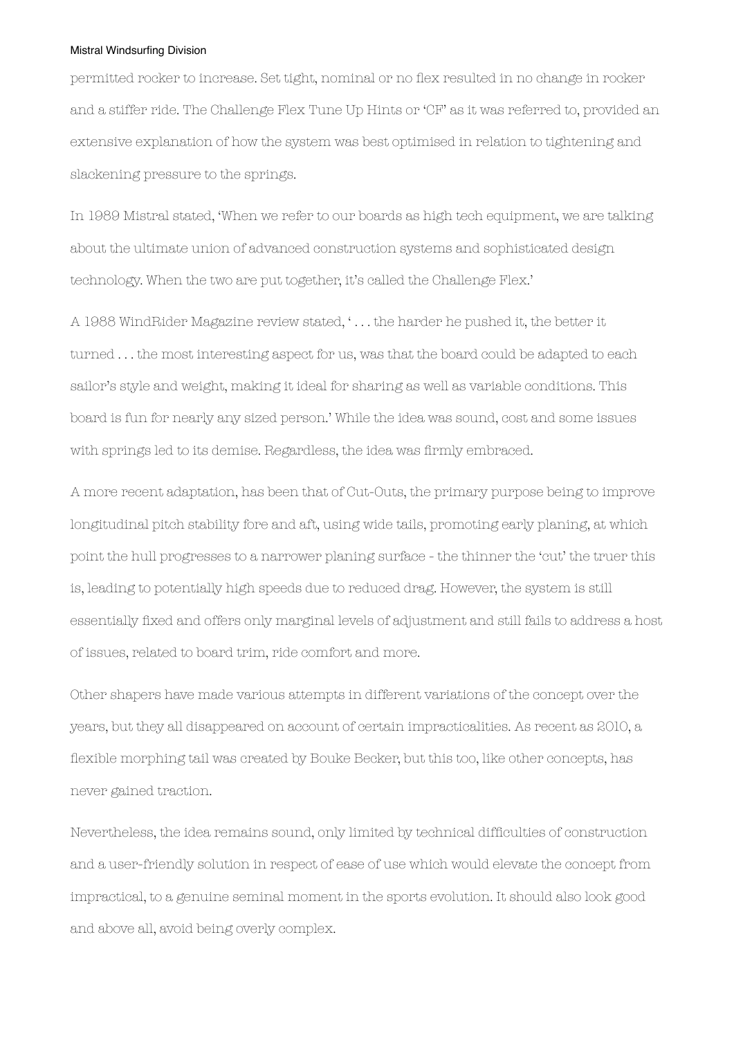permitted rocker to increase. Set tight, nominal or no flex resulted in no change in rocker and a stiffer ride. The Challenge Flex Tune Up Hints or 'CF' as it was referred to, provided an extensive explanation of how the system was best optimised in relation to tightening and slackening pressure to the springs.

In 1989 Mistral stated, 'When we refer to our boards as high tech equipment, we are talking about the ultimate union of advanced construction systems and sophisticated design technology. When the two are put together, it's called the Challenge Flex.'

A 1988 WindRider Magazine review stated, ' . . . the harder he pushed it, the better it turned . . . the most interesting aspect for us, was that the board could be adapted to each sailor's style and weight, making it ideal for sharing as well as variable conditions. This board is fun for nearly any sized person.' While the idea was sound, cost and some issues with springs led to its demise. Regardless, the idea was firmly embraced.

A more recent adaptation, has been that of Cut-Outs, the primary purpose being to improve longitudinal pitch stability fore and aft, using wide tails, promoting early planing, at which point the hull progresses to a narrower planing surface - the thinner the 'cut' the truer this is, leading to potentially high speeds due to reduced drag. However, the system is still essentially fixed and offers only marginal levels of adjustment and still fails to address a host of issues, related to board trim, ride comfort and more.

Other shapers have made various attempts in different variations of the concept over the years, but they all disappeared on account of certain impracticalities. As recent as 2010, a flexible morphing tail was created by Bouke Becker, but this too, like other concepts, has never gained traction.

Nevertheless, the idea remains sound, only limited by technical difficulties of construction and a user-friendly solution in respect of ease of use which would elevate the concept from impractical, to a genuine seminal moment in the sports evolution. It should also look good and above all, avoid being overly complex.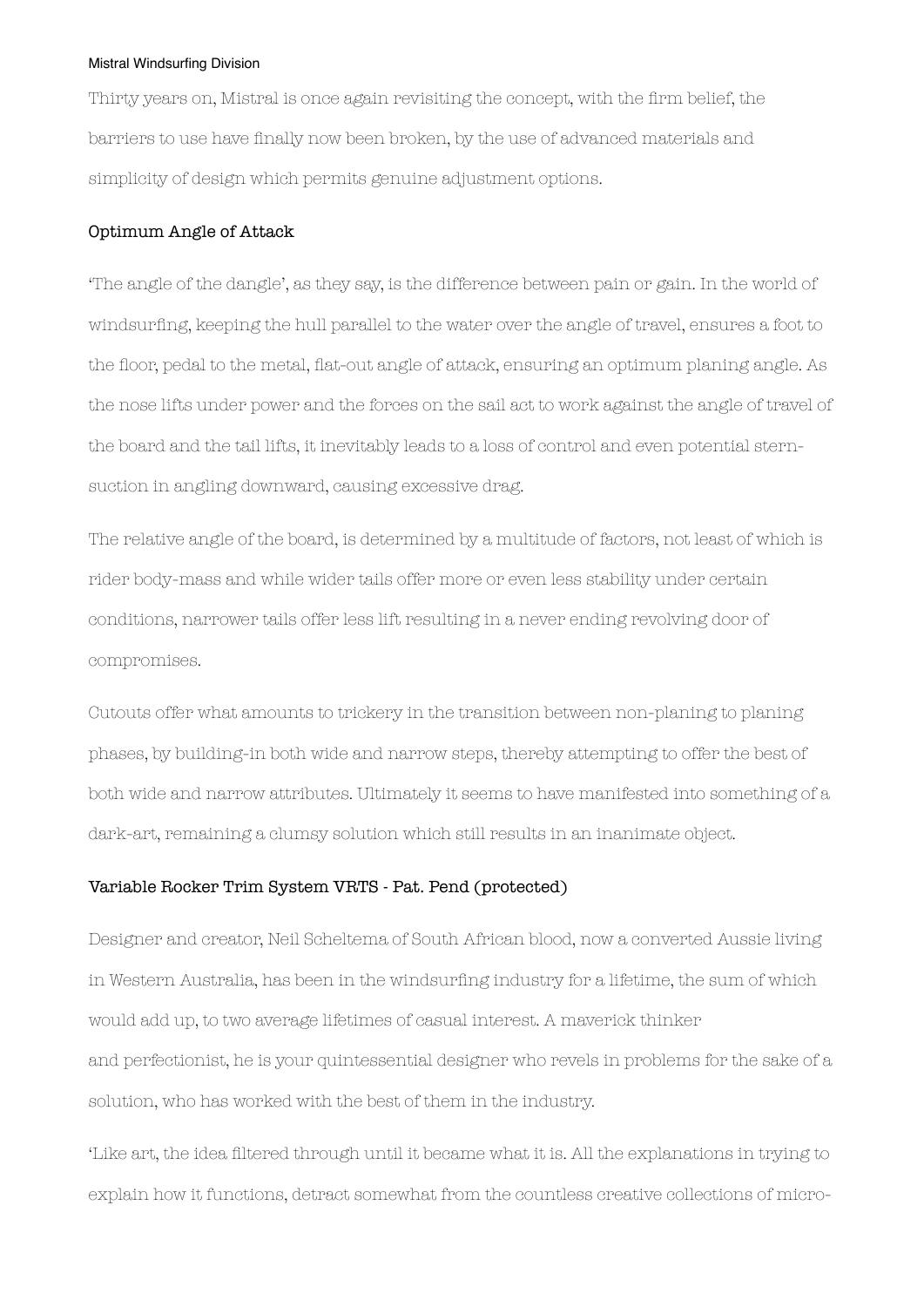Thirty years on, Mistral is once again revisiting the concept, with the firm belief, the barriers to use have finally now been broken, by the use of advanced materials and simplicity of design which permits genuine adjustment options.

### Optimum Angle of Attack

'The angle of the dangle', as they say, is the difference between pain or gain. In the world of windsurfing, keeping the hull parallel to the water over the angle of travel, ensures a foot to the floor, pedal to the metal, flat-out angle of attack, ensuring an optimum planing angle. As the nose lifts under power and the forces on the sail act to work against the angle of travel of the board and the tail lifts, it inevitably leads to a loss of control and even potential stern-suction in angling downward, causing excessive drag.

The relative angle of the board, is determined by a multitude of factors, not least of which is rider body-mass and while wider tails offer more or even less stability under certain conditions, narrower tails offer less lift resulting in a never ending revolving door of compromises.

Cutouts offer what amounts to trickery in the transition between non-planing to planing phases, by building-in both wide and narrow steps, thereby attempting to offer the best of both wide and narrow attributes. Ultimately it seems to have manifested into something of a dark-art, remaining a clumsy solution which still results in an inanimate object.

### Variable Rocker Trim System VRTS - Pat. Pend (protected)

Designer and creator, Neil Scheltema of South African blood, now a converted Aussie living in Western Australia, has been in the windsurfing industry for a lifetime, the sum of which would add up, to two average lifetimes of casual interest. A maverick thinker and perfectionist, he is your quintessential designer who revels in problems for the sake of a solution, who has worked with the best of them in the industry.

'Like art, the idea filtered through until it became what it is. All the explanations in trying to explain how it functions, detract somewhat from the countless creative collections of micro-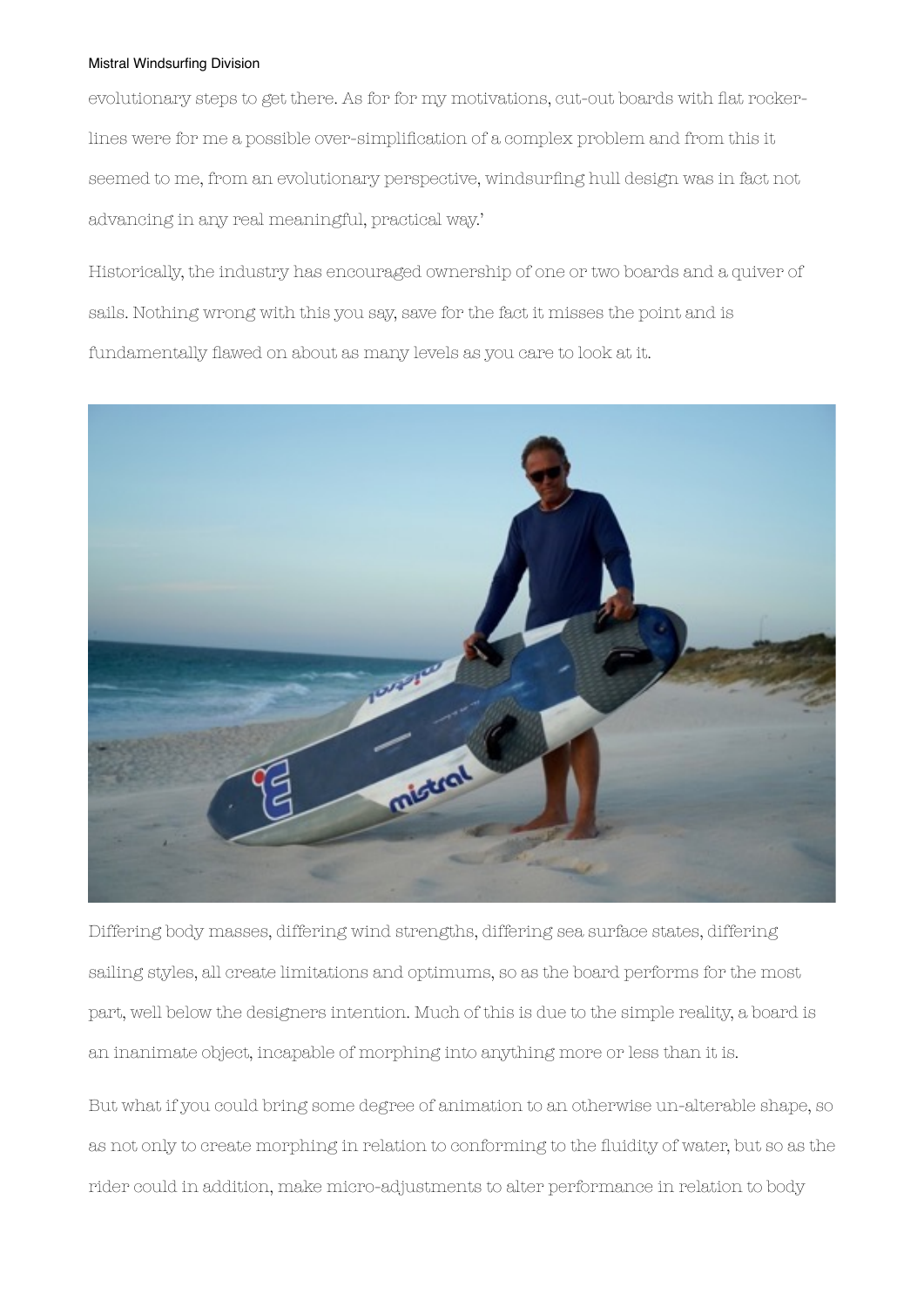evolutionary steps to get there. As for for my motivations, cut-out boards with flat rocker-lines were for me a possible over-simplification of a complex problem and from this it seemed to me, from an evolutionary perspective, windsurfing hull design was in fact not advancing in any real meaningful, practical way.'

Historically, the industry has encouraged ownership of one or two boards and a quiver of sails. Nothing wrong with this you say, save for the fact it misses the point and is fundamentally flawed on about as many levels as you care to look at it.

Differing body masses, differing wind strengths, differing sea surface states, differing sailing styles, all create limitations and optimums, so as the board performs for the most part, well below the designers intention. Much of this is due to the simple reality, a board is an inanimate object, incapable of morphing into anything more or less than it is.

But what if you could bring some degree of animation to an otherwise un-alterable shape, so as not only to create morphing in relation to conforming to the fluidity of water, but so as the rider could in addition, make micro-adjustments to alter performance in relation to body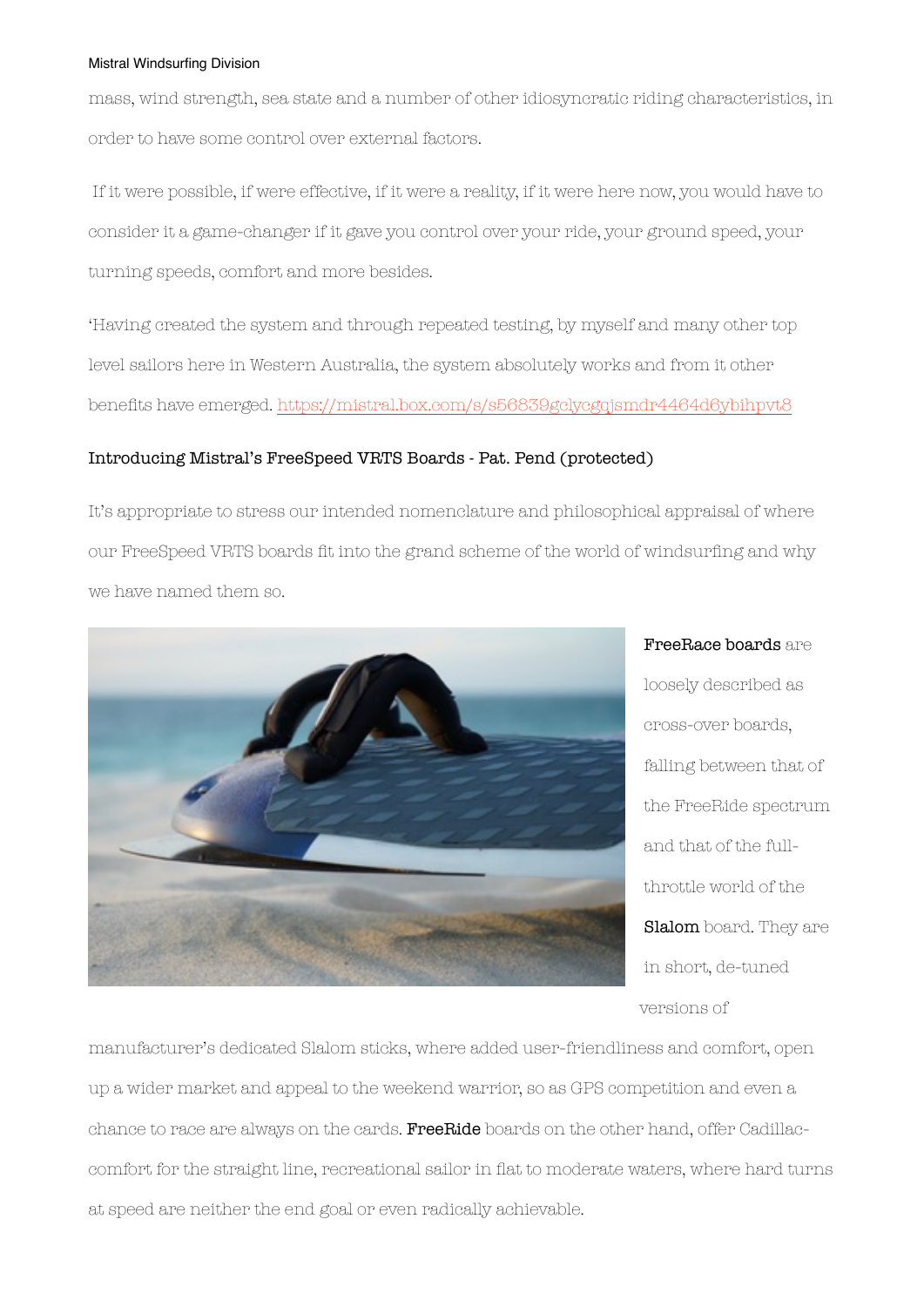mass, wind strength, sea state and a number of other idiosyncratic riding characteristics, in order to have some control over external factors.

If it were possible, if were effective, if it were a reality, if it were here now, you would have to consider it a game-changer if it gave you control over your ride, your ground speed, your turning speeds, comfort and more besides.

'Having created the system and through repeated testing, by myself and many other top level sailors here in Western Australia, the system absolutely works and from it other benefits have emerged. https://mistral.box.com/s/s56839gclycgqjsmdr4464d6ybihpvt8

**Introducing Mistral's FreeSpeed VRTS Boards - Pat. Pend (protected)**

It's appropriate to stress our intended nomenclature and philosophical appraisal of where our FreeSpeed VRTS boards fit into the grand scheme of the world of windsurfing and why we have named them so.

**FreeRace boards** are loosely described as cross-over boards, falling between that of the FreeRide spectrum and that of the full-throttle world of the **Slalom** board. They are in short, de-tuned versions of manufacturer's dedicated Slalom sticks, where added user-friendliness and comfort, open up a wider market and appeal to the weekend warrior, so as GPS competition and even a chance to race are always on the cards. **FreeRide** boards on the other hand, offer Cadillac-comfort for the straight line, recreational sailor in flat to moderate waters, where hard turns at speed are neither the end goal or even radically achievable.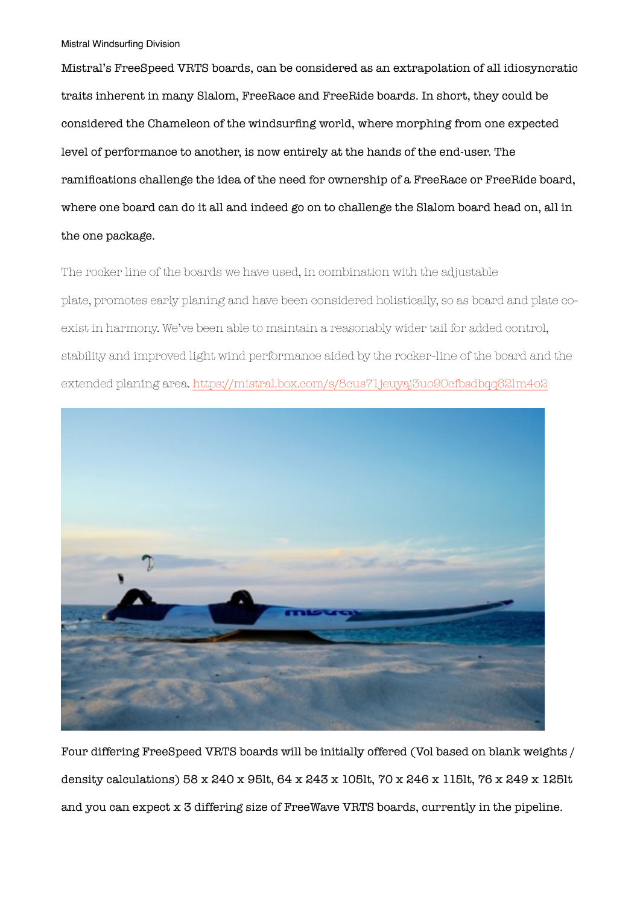Mistral's FreeSpeed VRTS boards, can be considered as an extrapolation of all idiosyncratic traits inherent in many Slalom, FreeRace and FreeRide boards. In short, they could be considered the Chameleon of the windsurfing world, where morphing from one expected level of performance to another, is now entirely at the hands of the end-user. The ramifications challenge the idea of the need for ownership of a FreeRace or FreeRide board, where one board can do it all and indeed go on to challenge the Slalom board head on, all in the one package.

The rocker line of the boards we have used, in combination with the adjustable plate, promotes early planing and have been considered holistically, so as board and plate co-exist in harmony. We've been able to maintain a reasonably wider tail for added control, stability and improved light wind performance aided by the rocker-line of the board and the extended planing area. https://mistral.box.com/s/8cus71jeuyaj3uo90cfbsdbqq62lm4o2

Four differing FreeSpeed VRTS boards will be initially offered (Vol based on blank weights / density calculations) 58 x 240 x 95lt, 64 x 243 x 105lt, 70 x 246 x 115lt, 76 x 249 x 125lt and you can expect x 3 differing size of FreeWave VRTS boards, currently in the pipeline.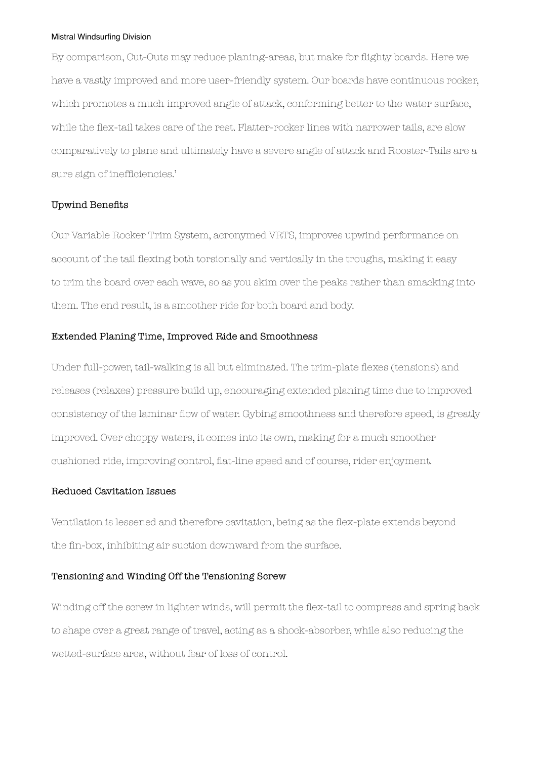By comparison, Cut-Outs may reduce planing-areas, but make for flighty boards. Here we have a vastly improved and more user-friendly system. Our boards have continuous rocker, which promotes a much improved angle of attack, conforming better to the water surface, while the flex-tail takes care of the rest. Flatter-rocker lines with narrower tails, are slow comparatively to plane and ultimately have a severe angle of attack and Rooster-Tails are a sure sign of inefficiencies.'

### Upwind Benefits

Our Variable Rocker Trim System, acronymed VRTS, improves upwind performance on account of the tail flexing both torsionally and vertically in the troughs, making it easy to trim the board over each wave, so as you skim over the peaks rather than smacking into them. The end result, is a smoother ride for both board and body.

### Extended Planing Time, Improved Ride and Smoothness

Under full-power, tail-walking is all but eliminated. The trim-plate flexes (tensions) and releases (relaxes) pressure build up, encouraging extended planing time due to improved consistency of the laminar flow of water. Gybing smoothness and therefore speed, is greatly improved. Over choppy waters, it comes into its own, making for a much smoother cushioned ride, improving control, flat-line speed and of course, rider enjoyment.

### Reduced Cavitation Issues

Ventilation is lessened and therefore cavitation, being as the flex-plate extends beyond the fin-box, inhibiting air suction downward from the surface.

### Tensioning and Winding Off the Tensioning Screw

Winding off the screw in lighter winds, will permit the flex-tail to compress and spring back to shape over a great range of travel, acting as a shock-absorber, while also reducing the wetted-surface area, without fear of loss of control.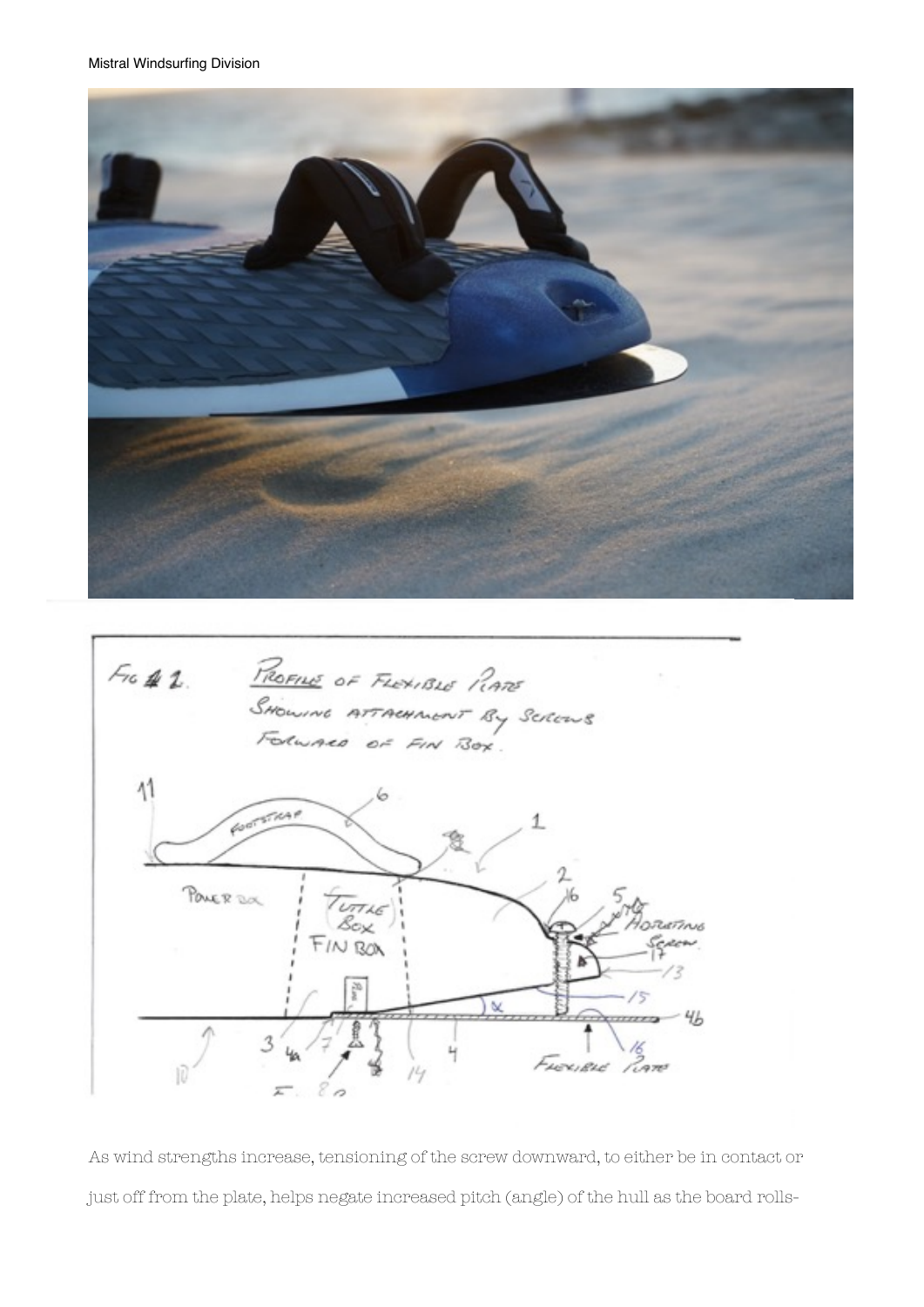FIG 1. PROFILE OF FLEXIBLE PLATE SHOWING ATTACHMENT BY SCREWS FORWARD OF FIN BOX.

As wind strengths increase, tensioning of the screw downward, to either be in contact or just off from the plate, helps negate increased pitch (angle) of the hull as the board rolls-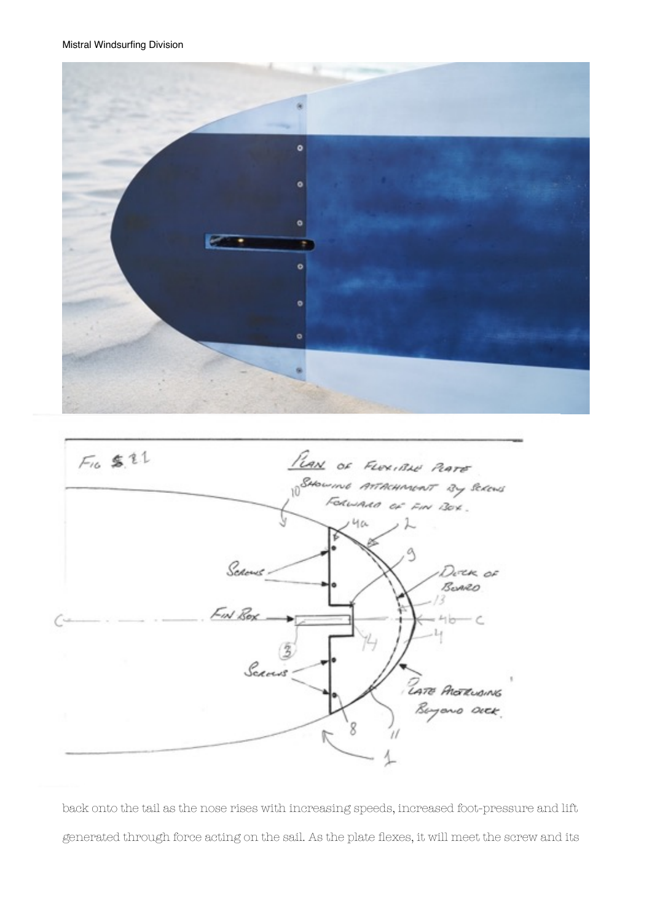back onto the tail as the nose rises with increasing speeds, increased foot-pressure and lift generated through force acting on the sail. As the plate flexes, it will meet the screw and its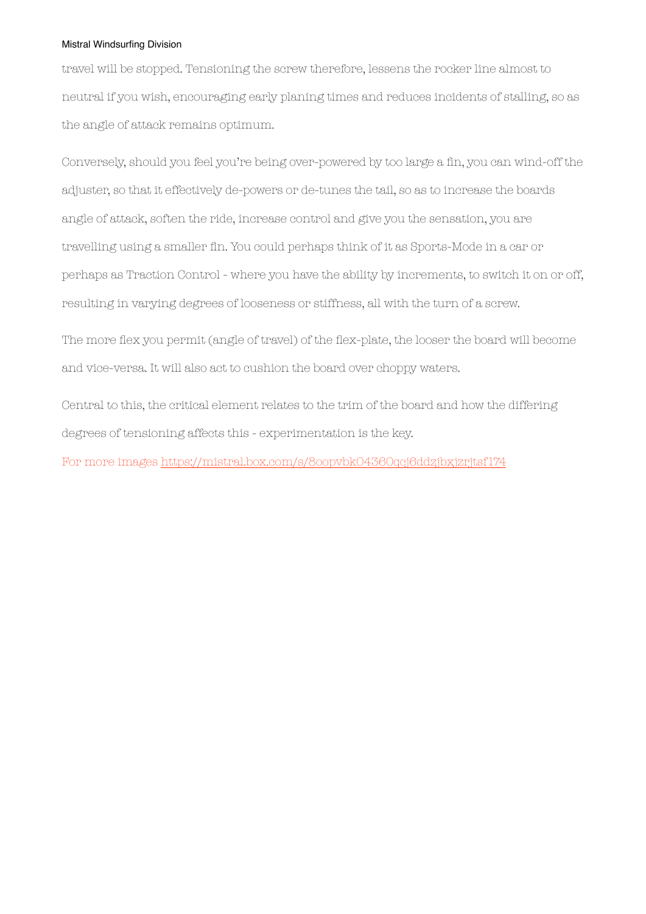travel will be stopped. Tensioning the screw therefore, lessens the rocker line almost to neutral if you wish, encouraging early planing times and reduces incidents of stalling, so as the angle of attack remains optimum.

Conversely, should you feel you're being over-powered by too large a fin, you can wind-off the adjuster, so that it effectively de-powers or de-tunes the tail, so as to increase the boards angle of attack, soften the ride, increase control and give you the sensation, you are travelling using a smaller fin. You could perhaps think of it as Sports-Mode in a car or perhaps as Traction Control - where you have the ability by increments, to switch it on or off, resulting in varying degrees of looseness or stiffness, all with the turn of a screw.

The more flex you permit (angle of travel) of the flex-plate, the looser the board will become and vice-versa. It will also act to cushion the board over choppy waters.

Central to this, the critical element relates to the trim of the board and how the differing degrees of tensioning affects this - experimentation is the key.

For more images https://mistral.box.com/s/8oopvbk04360qcj6ddzjbxjzrjtsf174